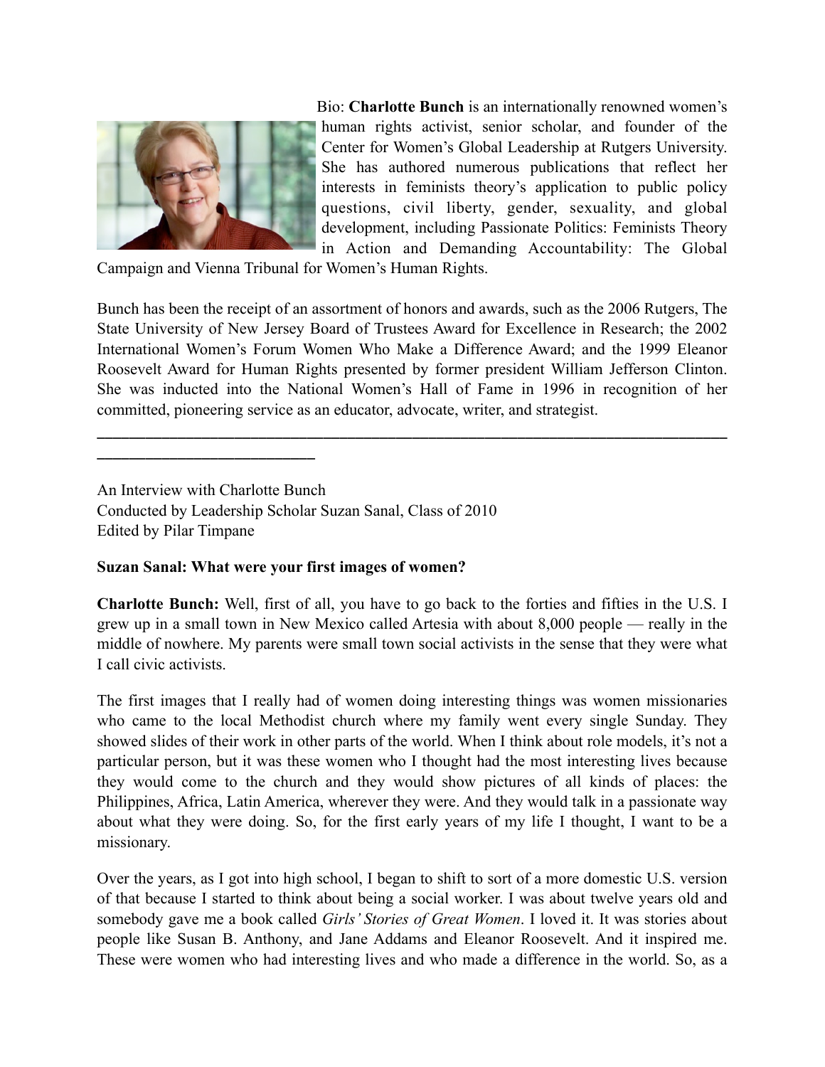Bio: **Charlotte Bunch** is an internationally renowned women's human rights activist, senior scholar, and founder of the Center for Women's Global Leadership at Rutgers University. She has authored numerous publications that reflect her interests in feminists theory's application to public policy questions, civil liberty, gender, sexuality, and global development, including Passionate Politics: Feminists Theory in Action and Demanding Accountability: The Global Campaign and Vienna Tribunal for Women's Human Rights.

Bunch has been the receipt of an assortment of honors and awards, such as the 2006 Rutgers, The State University of New Jersey Board of Trustees Award for Excellence in Research; the 2002 International Women's Forum Women Who Make a Difference Award; and the 1999 Eleanor Roosevelt Award for Human Rights presented by former president William Jefferson Clinton. She was inducted into the National Women's Hall of Fame in 1996 in recognition of her committed, pioneering service as an educator, advocate, writer, and strategist.

---

An Interview with Charlotte Bunch
Conducted by Leadership Scholar Suzan Sanal, Class of 2010
Edited by Pilar Timpane

**Suzan Sanal: What were your first images of women?**

**Charlotte Bunch:** Well, first of all, you have to go back to the forties and fifties in the U.S. I grew up in a small town in New Mexico called Artesia with about 8,000 people — really in the middle of nowhere. My parents were small town social activists in the sense that they were what I call civic activists.

The first images that I really had of women doing interesting things was women missionaries who came to the local Methodist church where my family went every single Sunday. They showed slides of their work in other parts of the world. When I think about role models, it's not a particular person, but it was these women who I thought had the most interesting lives because they would come to the church and they would show pictures of all kinds of places: the Philippines, Africa, Latin America, wherever they were. And they would talk in a passionate way about what they were doing. So, for the first early years of my life I thought, I want to be a missionary.

Over the years, as I got into high school, I began to shift to sort of a more domestic U.S. version of that because I started to think about being a social worker. I was about twelve years old and somebody gave me a book called *Girls' Stories of Great Women*. I loved it. It was stories about people like Susan B. Anthony, and Jane Addams and Eleanor Roosevelt. And it inspired me. These were women who had interesting lives and who made a difference in the world. So, as a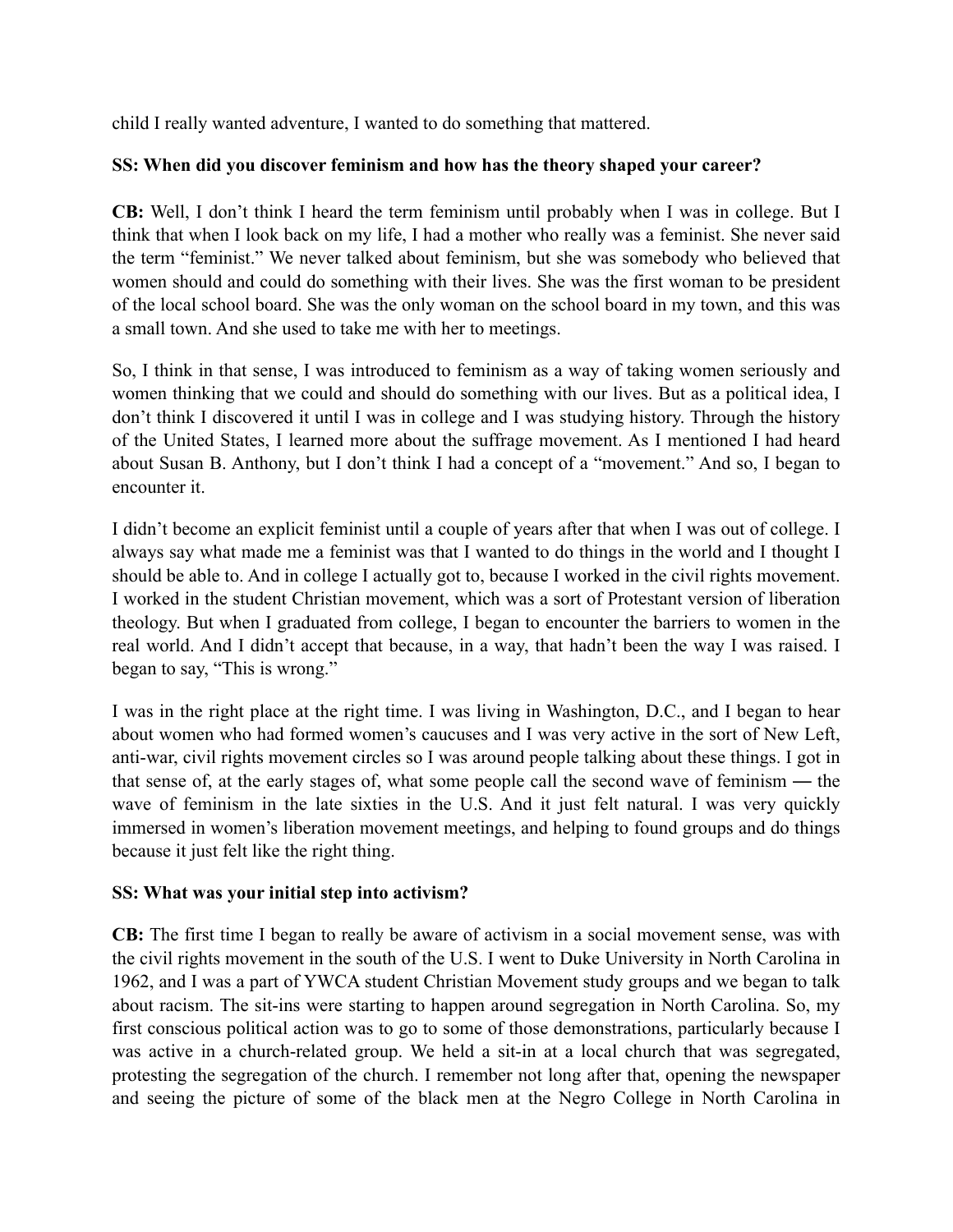child I really wanted adventure, I wanted to do something that mattered.

**SS: When did you discover feminism and how has the theory shaped your career?**

**CB:** Well, I don't think I heard the term feminism until probably when I was in college. But I think that when I look back on my life, I had a mother who really was a feminist. She never said the term "feminist." We never talked about feminism, but she was somebody who believed that women should and could do something with their lives. She was the first woman to be president of the local school board. She was the only woman on the school board in my town, and this was a small town. And she used to take me with her to meetings.

So, I think in that sense, I was introduced to feminism as a way of taking women seriously and women thinking that we could and should do something with our lives. But as a political idea, I don't think I discovered it until I was in college and I was studying history. Through the history of the United States, I learned more about the suffrage movement. As I mentioned I had heard about Susan B. Anthony, but I don't think I had a concept of a "movement." And so, I began to encounter it.

I didn't become an explicit feminist until a couple of years after that when I was out of college. I always say what made me a feminist was that I wanted to do things in the world and I thought I should be able to. And in college I actually got to, because I worked in the civil rights movement. I worked in the student Christian movement, which was a sort of Protestant version of liberation theology. But when I graduated from college, I began to encounter the barriers to women in the real world. And I didn't accept that because, in a way, that hadn't been the way I was raised. I began to say, "This is wrong."

I was in the right place at the right time. I was living in Washington, D.C., and I began to hear about women who had formed women's caucuses and I was very active in the sort of New Left, anti-war, civil rights movement circles so I was around people talking about these things. I got in that sense of, at the early stages of, what some people call the second wave of feminism — the wave of feminism in the late sixties in the U.S. And it just felt natural. I was very quickly immersed in women's liberation movement meetings, and helping to found groups and do things because it just felt like the right thing.

**SS: What was your initial step into activism?**

**CB:** The first time I began to really be aware of activism in a social movement sense, was with the civil rights movement in the south of the U.S. I went to Duke University in North Carolina in 1962, and I was a part of YWCA student Christian Movement study groups and we began to talk about racism. The sit-ins were starting to happen around segregation in North Carolina. So, my first conscious political action was to go to some of those demonstrations, particularly because I was active in a church-related group. We held a sit-in at a local church that was segregated, protesting the segregation of the church. I remember not long after that, opening the newspaper and seeing the picture of some of the black men at the Negro College in North Carolina in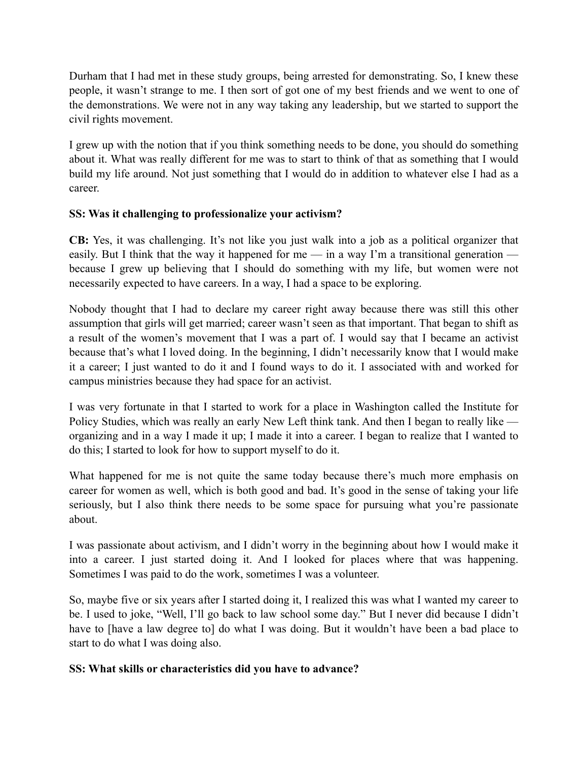Durham that I had met in these study groups, being arrested for demonstrating. So, I knew these people, it wasn't strange to me. I then sort of got one of my best friends and we went to one of the demonstrations. We were not in any way taking any leadership, but we started to support the civil rights movement.

I grew up with the notion that if you think something needs to be done, you should do something about it. What was really different for me was to start to think of that as something that I would build my life around. Not just something that I would do in addition to whatever else I had as a career.

**SS: Was it challenging to professionalize your activism?**

**CB:** Yes, it was challenging. It's not like you just walk into a job as a political organizer that easily. But I think that the way it happened for me — in a way I'm a transitional generation — because I grew up believing that I should do something with my life, but women were not necessarily expected to have careers. In a way, I had a space to be exploring.

Nobody thought that I had to declare my career right away because there was still this other assumption that girls will get married; career wasn't seen as that important. That began to shift as a result of the women's movement that I was a part of. I would say that I became an activist because that's what I loved doing. In the beginning, I didn't necessarily know that I would make it a career; I just wanted to do it and I found ways to do it. I associated with and worked for campus ministries because they had space for an activist.

I was very fortunate in that I started to work for a place in Washington called the Institute for Policy Studies, which was really an early New Left think tank. And then I began to really like — organizing and in a way I made it up; I made it into a career. I began to realize that I wanted to do this; I started to look for how to support myself to do it.

What happened for me is not quite the same today because there's much more emphasis on career for women as well, which is both good and bad. It's good in the sense of taking your life seriously, but I also think there needs to be some space for pursuing what you're passionate about.

I was passionate about activism, and I didn't worry in the beginning about how I would make it into a career. I just started doing it. And I looked for places where that was happening. Sometimes I was paid to do the work, sometimes I was a volunteer.

So, maybe five or six years after I started doing it, I realized this was what I wanted my career to be. I used to joke, "Well, I'll go back to law school some day." But I never did because I didn't have to [have a law degree to] do what I was doing. But it wouldn't have been a bad place to start to do what I was doing also.

**SS: What skills or characteristics did you have to advance?**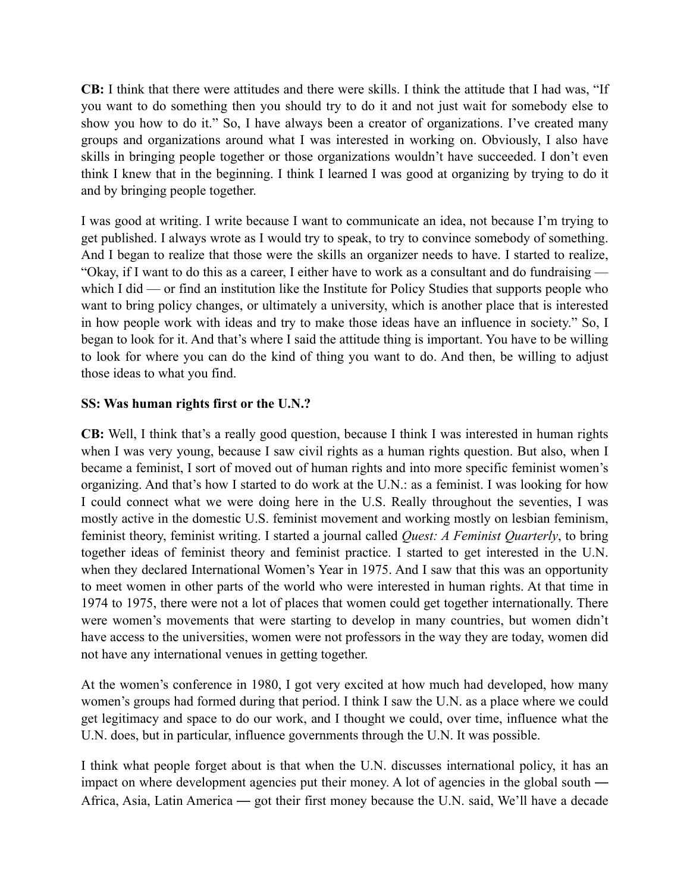**CB:** I think that there were attitudes and there were skills. I think the attitude that I had was, "If you want to do something then you should try to do it and not just wait for somebody else to show you how to do it." So, I have always been a creator of organizations. I've created many groups and organizations around what I was interested in working on. Obviously, I also have skills in bringing people together or those organizations wouldn't have succeeded. I don't even think I knew that in the beginning. I think I learned I was good at organizing by trying to do it and by bringing people together.

I was good at writing. I write because I want to communicate an idea, not because I'm trying to get published. I always wrote as I would try to speak, to try to convince somebody of something. And I began to realize that those were the skills an organizer needs to have. I started to realize, "Okay, if I want to do this as a career, I either have to work as a consultant and do fundraising — which I did — or find an institution like the Institute for Policy Studies that supports people who want to bring policy changes, or ultimately a university, which is another place that is interested in how people work with ideas and try to make those ideas have an influence in society." So, I began to look for it. And that's where I said the attitude thing is important. You have to be willing to look for where you can do the kind of thing you want to do. And then, be willing to adjust those ideas to what you find.

**SS: Was human rights first or the U.N.?**

**CB:** Well, I think that's a really good question, because I think I was interested in human rights when I was very young, because I saw civil rights as a human rights question. But also, when I became a feminist, I sort of moved out of human rights and into more specific feminist women's organizing. And that's how I started to do work at the U.N.: as a feminist. I was looking for how I could connect what we were doing here in the U.S. Really throughout the seventies, I was mostly active in the domestic U.S. feminist movement and working mostly on lesbian feminism, feminist theory, feminist writing. I started a journal called *Quest: A Feminist Quarterly*, to bring together ideas of feminist theory and feminist practice. I started to get interested in the U.N. when they declared International Women's Year in 1975. And I saw that this was an opportunity to meet women in other parts of the world who were interested in human rights. At that time in 1974 to 1975, there were not a lot of places that women could get together internationally. There were women's movements that were starting to develop in many countries, but women didn't have access to the universities, women were not professors in the way they are today, women did not have any international venues in getting together.

At the women's conference in 1980, I got very excited at how much had developed, how many women's groups had formed during that period. I think I saw the U.N. as a place where we could get legitimacy and space to do our work, and I thought we could, over time, influence what the U.N. does, but in particular, influence governments through the U.N. It was possible.

I think what people forget about is that when the U.N. discusses international policy, it has an impact on where development agencies put their money. A lot of agencies in the global south ― Africa, Asia, Latin America ― got their first money because the U.N. said, We'll have a decade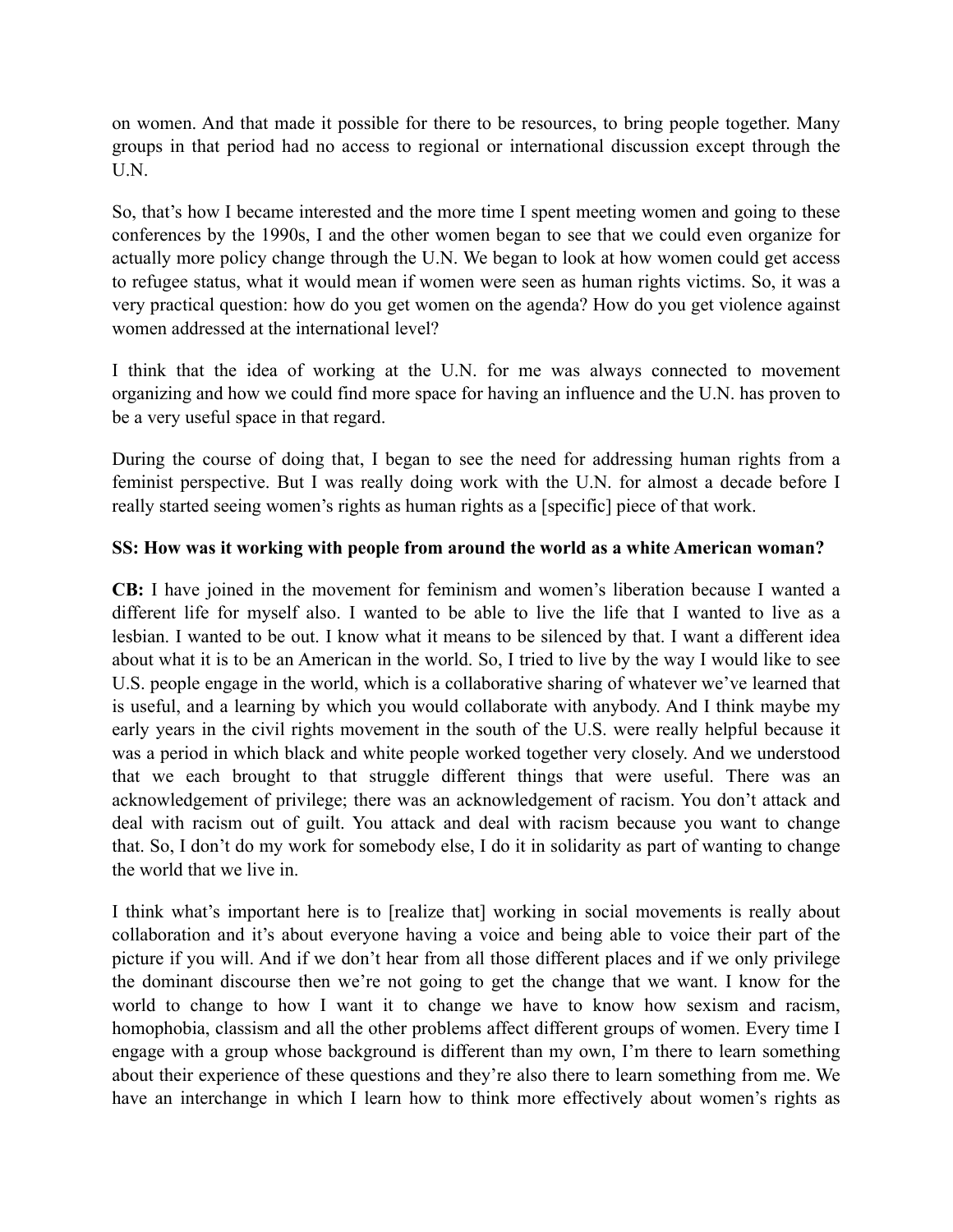on women. And that made it possible for there to be resources, to bring people together. Many groups in that period had no access to regional or international discussion except through the U.N.

So, that's how I became interested and the more time I spent meeting women and going to these conferences by the 1990s, I and the other women began to see that we could even organize for actually more policy change through the U.N. We began to look at how women could get access to refugee status, what it would mean if women were seen as human rights victims. So, it was a very practical question: how do you get women on the agenda? How do you get violence against women addressed at the international level?

I think that the idea of working at the U.N. for me was always connected to movement organizing and how we could find more space for having an influence and the U.N. has proven to be a very useful space in that regard.

During the course of doing that, I began to see the need for addressing human rights from a feminist perspective. But I was really doing work with the U.N. for almost a decade before I really started seeing women's rights as human rights as a [specific] piece of that work.

**SS: How was it working with people from around the world as a white American woman?**

**CB:** I have joined in the movement for feminism and women's liberation because I wanted a different life for myself also. I wanted to be able to live the life that I wanted to live as a lesbian. I wanted to be out. I know what it means to be silenced by that. I want a different idea about what it is to be an American in the world. So, I tried to live by the way I would like to see U.S. people engage in the world, which is a collaborative sharing of whatever we've learned that is useful, and a learning by which you would collaborate with anybody. And I think maybe my early years in the civil rights movement in the south of the U.S. were really helpful because it was a period in which black and white people worked together very closely. And we understood that we each brought to that struggle different things that were useful. There was an acknowledgement of privilege; there was an acknowledgement of racism. You don't attack and deal with racism out of guilt. You attack and deal with racism because you want to change that. So, I don't do my work for somebody else, I do it in solidarity as part of wanting to change the world that we live in.

I think what's important here is to [realize that] working in social movements is really about collaboration and it's about everyone having a voice and being able to voice their part of the picture if you will. And if we don't hear from all those different places and if we only privilege the dominant discourse then we're not going to get the change that we want. I know for the world to change to how I want it to change we have to know how sexism and racism, homophobia, classism and all the other problems affect different groups of women. Every time I engage with a group whose background is different than my own, I'm there to learn something about their experience of these questions and they're also there to learn something from me. We have an interchange in which I learn how to think more effectively about women's rights as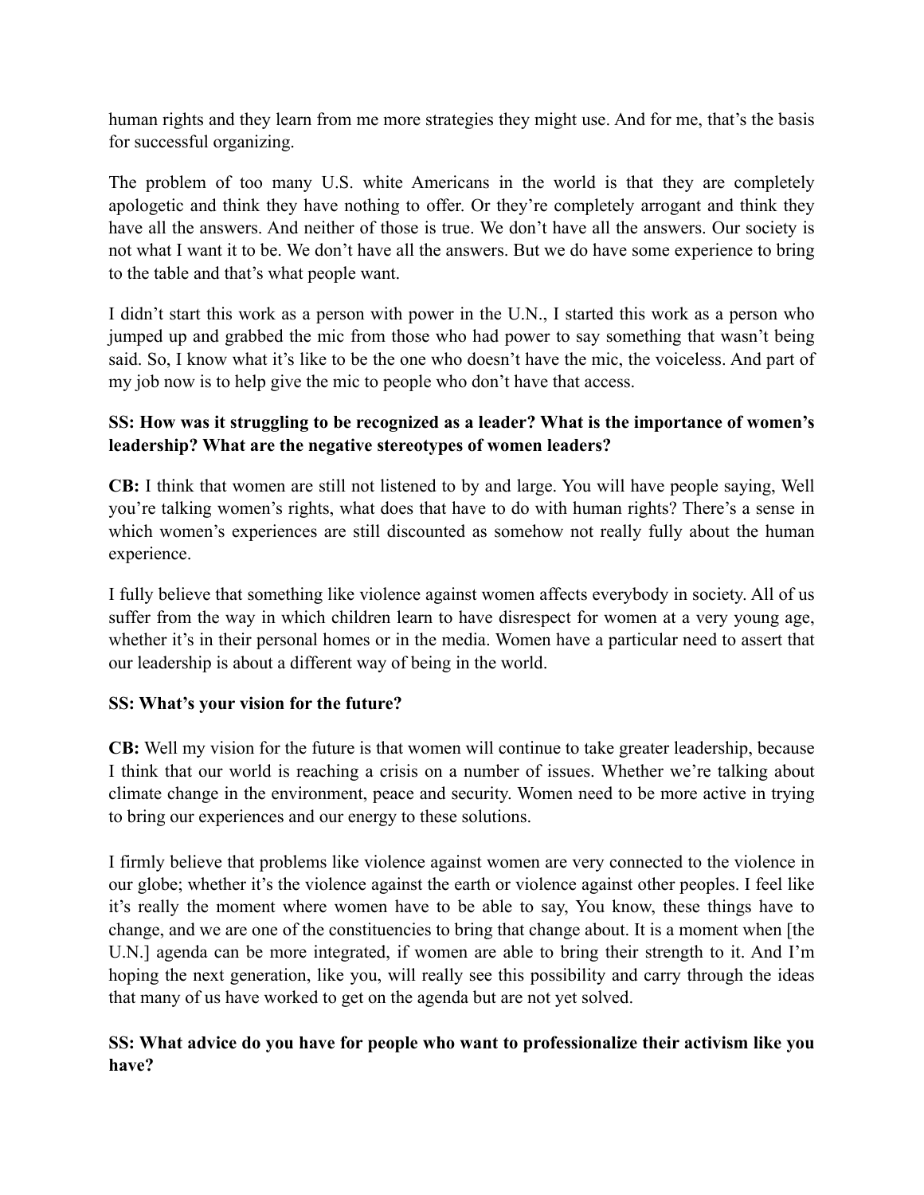human rights and they learn from me more strategies they might use. And for me, that's the basis for successful organizing.

The problem of too many U.S. white Americans in the world is that they are completely apologetic and think they have nothing to offer. Or they're completely arrogant and think they have all the answers. And neither of those is true. We don't have all the answers. Our society is not what I want it to be. We don't have all the answers. But we do have some experience to bring to the table and that's what people want.

I didn't start this work as a person with power in the U.N., I started this work as a person who jumped up and grabbed the mic from those who had power to say something that wasn't being said. So, I know what it's like to be the one who doesn't have the mic, the voiceless. And part of my job now is to help give the mic to people who don't have that access.

**SS: How was it struggling to be recognized as a leader? What is the importance of women's leadership? What are the negative stereotypes of women leaders?**

**CB:** I think that women are still not listened to by and large. You will have people saying, Well you're talking women's rights, what does that have to do with human rights? There's a sense in which women's experiences are still discounted as somehow not really fully about the human experience.

I fully believe that something like violence against women affects everybody in society. All of us suffer from the way in which children learn to have disrespect for women at a very young age, whether it's in their personal homes or in the media. Women have a particular need to assert that our leadership is about a different way of being in the world.

**SS: What's your vision for the future?**

**CB:** Well my vision for the future is that women will continue to take greater leadership, because I think that our world is reaching a crisis on a number of issues. Whether we're talking about climate change in the environment, peace and security. Women need to be more active in trying to bring our experiences and our energy to these solutions.

I firmly believe that problems like violence against women are very connected to the violence in our globe; whether it's the violence against the earth or violence against other peoples. I feel like it's really the moment where women have to be able to say, You know, these things have to change, and we are one of the constituencies to bring that change about. It is a moment when [the U.N.] agenda can be more integrated, if women are able to bring their strength to it. And I'm hoping the next generation, like you, will really see this possibility and carry through the ideas that many of us have worked to get on the agenda but are not yet solved.

**SS: What advice do you have for people who want to professionalize their activism like you have?**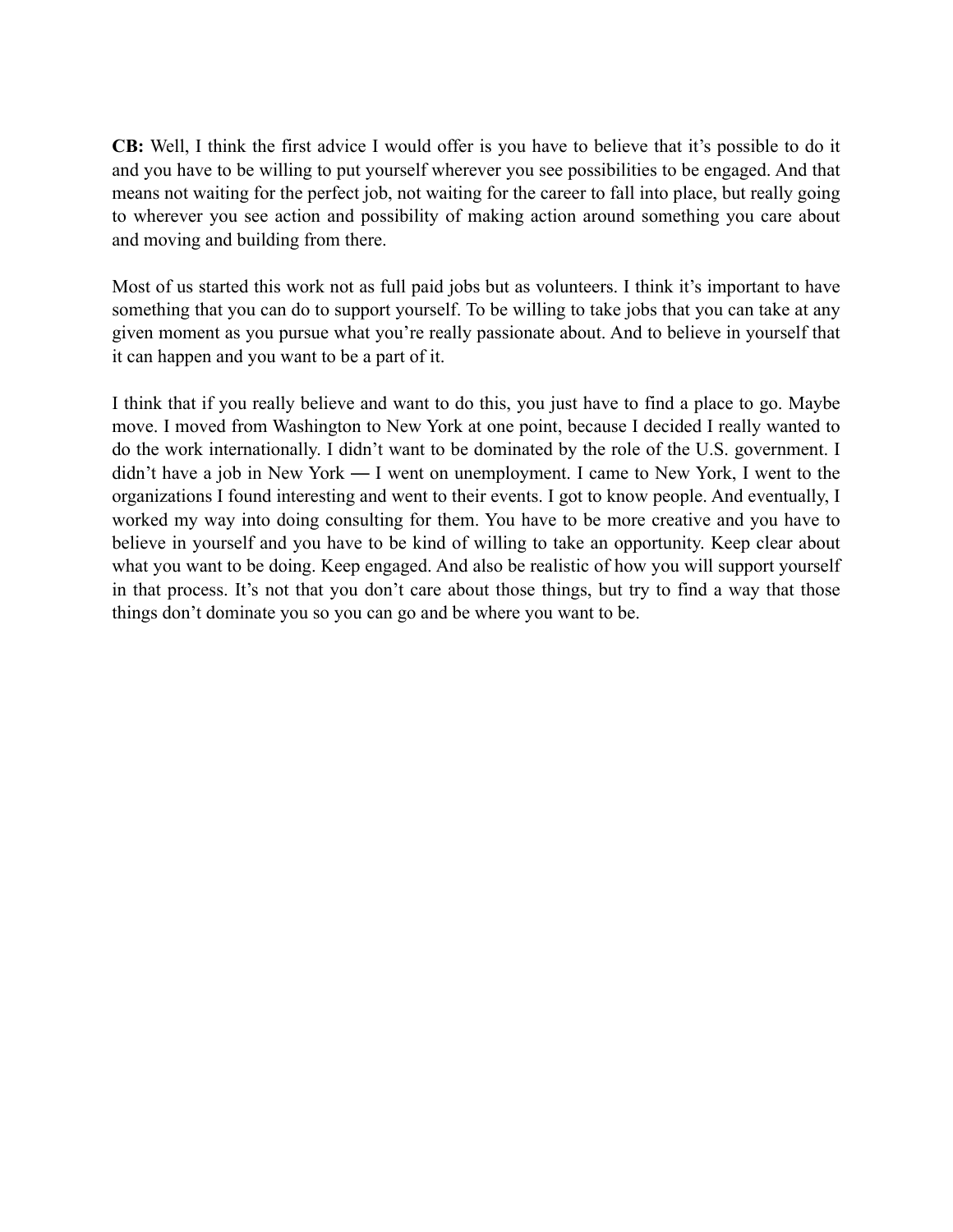**CB:** Well, I think the first advice I would offer is you have to believe that it's possible to do it and you have to be willing to put yourself wherever you see possibilities to be engaged. And that means not waiting for the perfect job, not waiting for the career to fall into place, but really going to wherever you see action and possibility of making action around something you care about and moving and building from there.

Most of us started this work not as full paid jobs but as volunteers. I think it's important to have something that you can do to support yourself. To be willing to take jobs that you can take at any given moment as you pursue what you're really passionate about. And to believe in yourself that it can happen and you want to be a part of it.

I think that if you really believe and want to do this, you just have to find a place to go. Maybe move. I moved from Washington to New York at one point, because I decided I really wanted to do the work internationally. I didn't want to be dominated by the role of the U.S. government. I didn't have a job in New York ― I went on unemployment. I came to New York, I went to the organizations I found interesting and went to their events. I got to know people. And eventually, I worked my way into doing consulting for them. You have to be more creative and you have to believe in yourself and you have to be kind of willing to take an opportunity. Keep clear about what you want to be doing. Keep engaged. And also be realistic of how you will support yourself in that process. It's not that you don't care about those things, but try to find a way that those things don't dominate you so you can go and be where you want to be.